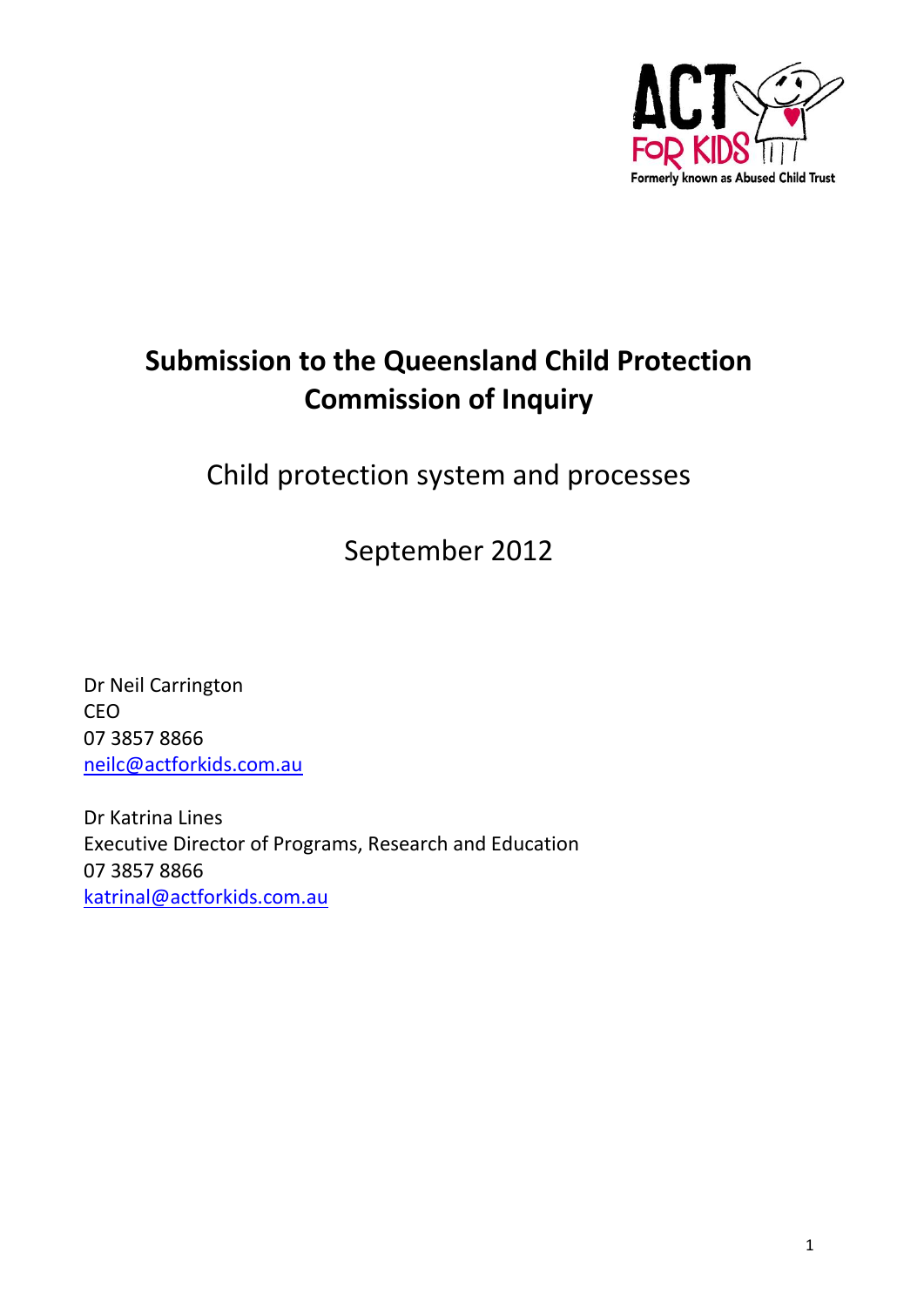ACT FOR KIDS

Formerly known as Abused Child Trust

# Submission to the Queensland Child Protection Commission of Inquiry

## Child protection system and processes

September 2012

Dr Neil Carrington
CEO
07 3857 8866
neilc@actforkids.com.au

Dr Katrina Lines
Executive Director of Programs, Research and Education
07 3857 8866
katrinal@actforkids.com.au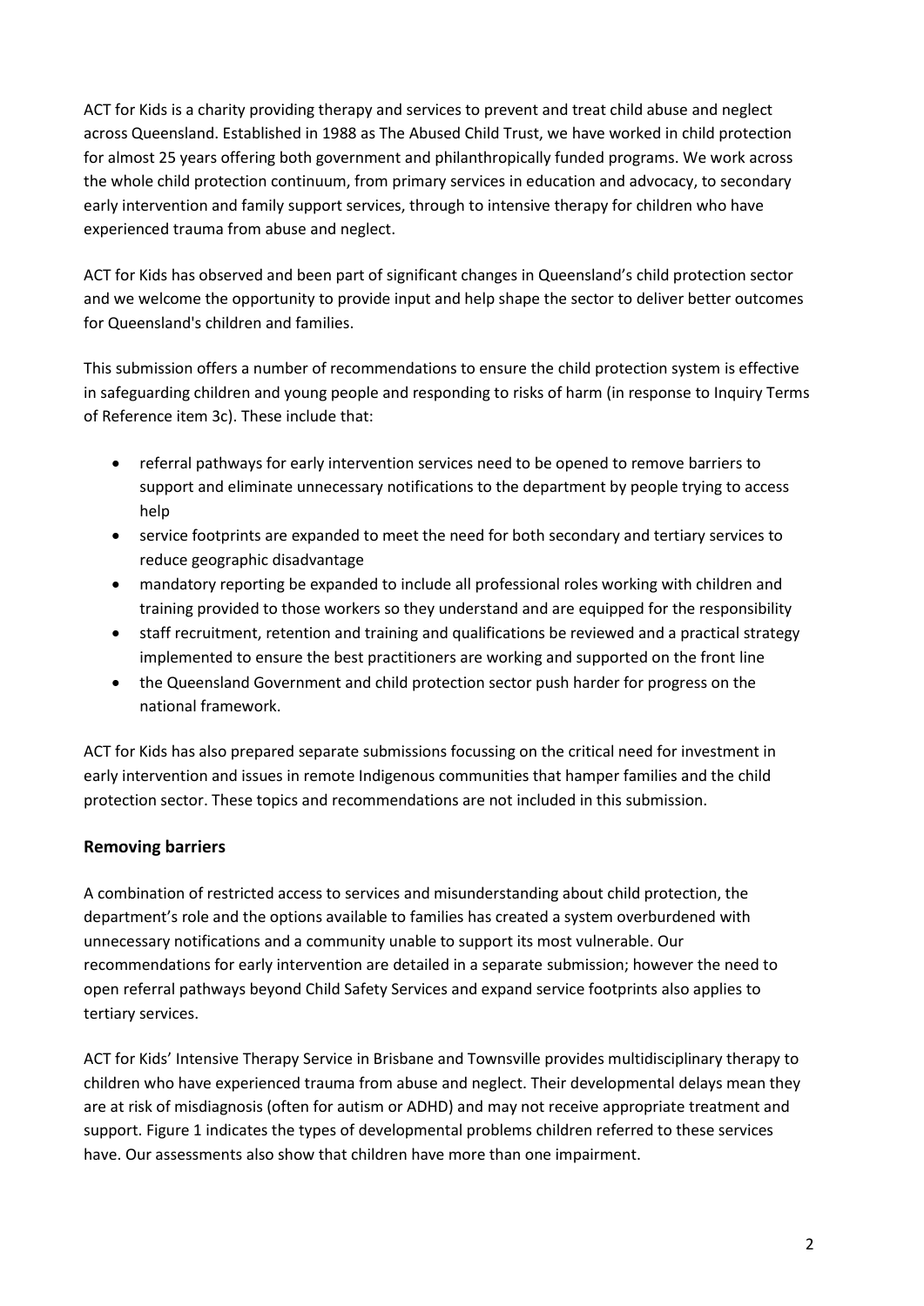ACT for Kids is a charity providing therapy and services to prevent and treat child abuse and neglect across Queensland. Established in 1988 as The Abused Child Trust, we have worked in child protection for almost 25 years offering both government and philanthropically funded programs. We work across the whole child protection continuum, from primary services in education and advocacy, to secondary early intervention and family support services, through to intensive therapy for children who have experienced trauma from abuse and neglect.

ACT for Kids has observed and been part of significant changes in Queensland's child protection sector and we welcome the opportunity to provide input and help shape the sector to deliver better outcomes for Queensland's children and families.

This submission offers a number of recommendations to ensure the child protection system is effective in safeguarding children and young people and responding to risks of harm (in response to Inquiry Terms of Reference item 3c). These include that:

- referral pathways for early intervention services need to be opened to remove barriers to support and eliminate unnecessary notifications to the department by people trying to access help
- service footprints are expanded to meet the need for both secondary and tertiary services to reduce geographic disadvantage
- mandatory reporting be expanded to include all professional roles working with children and training provided to those workers so they understand and are equipped for the responsibility
- staff recruitment, retention and training and qualifications be reviewed and a practical strategy implemented to ensure the best practitioners are working and supported on the front line
- the Queensland Government and child protection sector push harder for progress on the national framework.

ACT for Kids has also prepared separate submissions focussing on the critical need for investment in early intervention and issues in remote Indigenous communities that hamper families and the child protection sector. These topics and recommendations are not included in this submission.

## Removing barriers

A combination of restricted access to services and misunderstanding about child protection, the department's role and the options available to families has created a system overburdened with unnecessary notifications and a community unable to support its most vulnerable. Our recommendations for early intervention are detailed in a separate submission; however the need to open referral pathways beyond Child Safety Services and expand service footprints also applies to tertiary services.

ACT for Kids' Intensive Therapy Service in Brisbane and Townsville provides multidisciplinary therapy to children who have experienced trauma from abuse and neglect. Their developmental delays mean they are at risk of misdiagnosis (often for autism or ADHD) and may not receive appropriate treatment and support. Figure 1 indicates the types of developmental problems children referred to these services have. Our assessments also show that children have more than one impairment.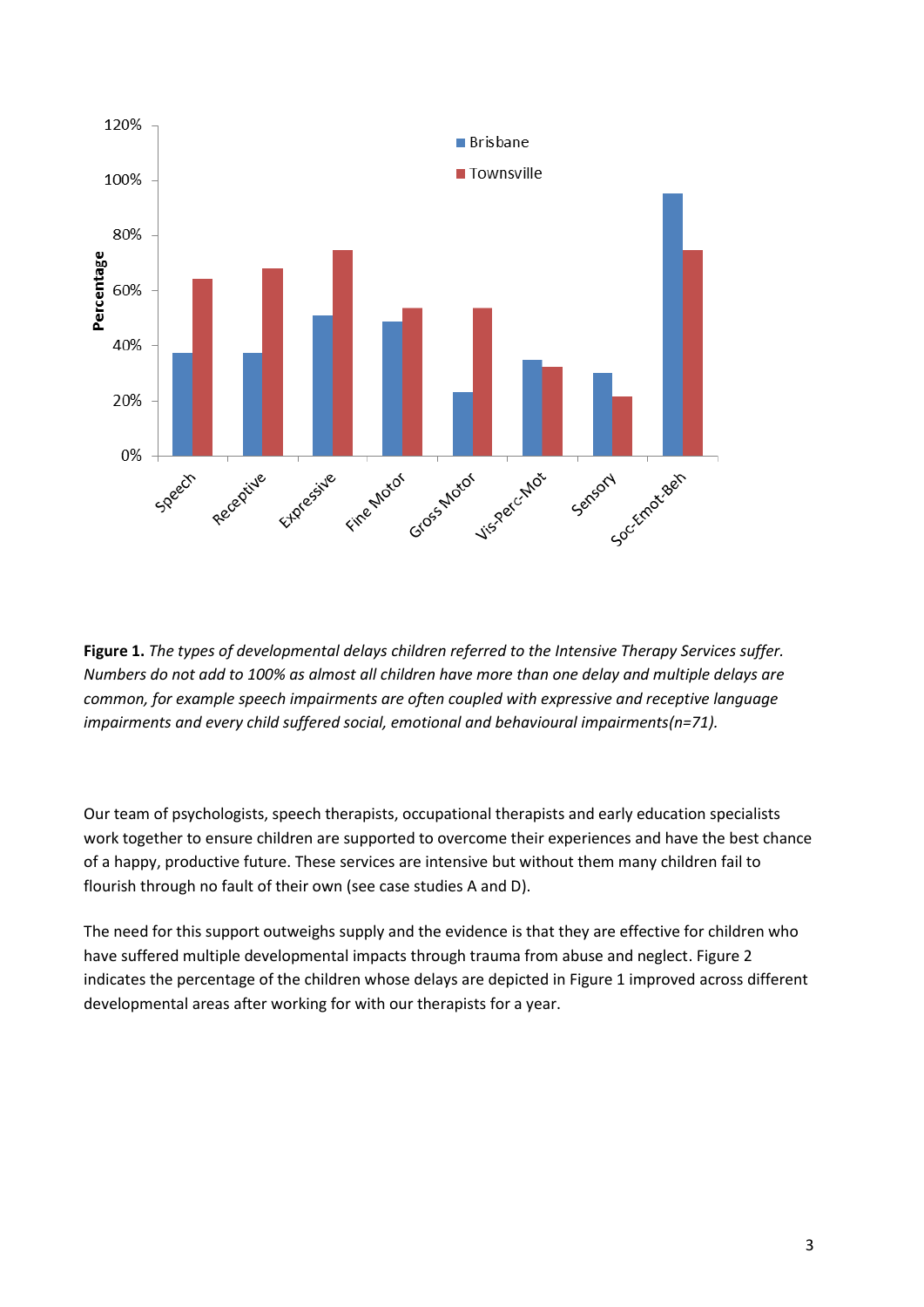**Figure 1.** *The types of developmental delays children referred to the Intensive Therapy Services suffer. Numbers do not add to 100% as almost all children have more than one delay and multiple delays are common, for example speech impairments are often coupled with expressive and receptive language impairments and every child suffered social, emotional and behavioural impairments(n=71).*

Our team of psychologists, speech therapists, occupational therapists and early education specialists work together to ensure children are supported to overcome their experiences and have the best chance of a happy, productive future. These services are intensive but without them many children fail to flourish through no fault of their own (see case studies A and D).

The need for this support outweighs supply and the evidence is that they are effective for children who have suffered multiple developmental impacts through trauma from abuse and neglect. Figure 2 indicates the percentage of the children whose delays are depicted in Figure 1 improved across different developmental areas after working for with our therapists for a year.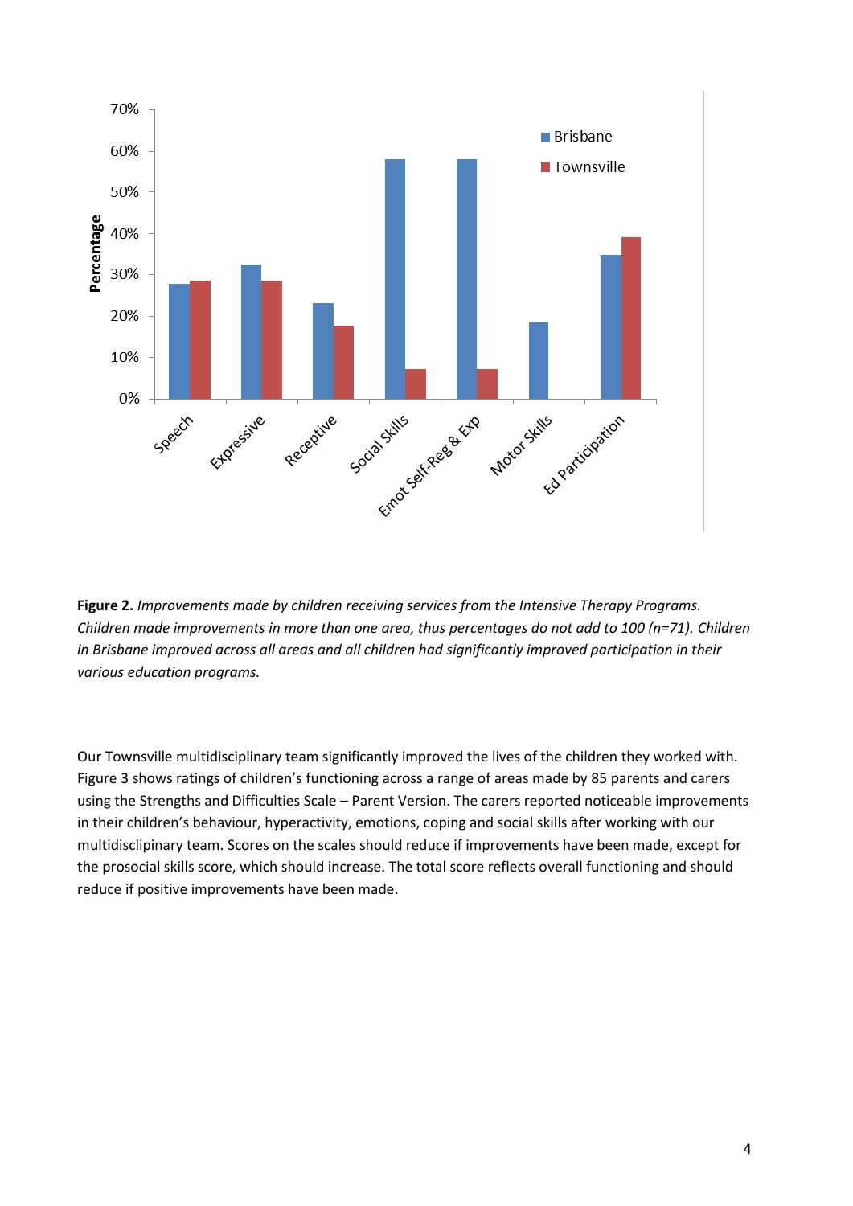**Figure 2.** *Improvements made by children receiving services from the Intensive Therapy Programs. Children made improvements in more than one area, thus percentages do not add to 100 (n=71). Children in Brisbane improved across all areas and all children had significantly improved participation in their various education programs.*

Our Townsville multidisciplinary team significantly improved the lives of the children they worked with. Figure 3 shows ratings of children's functioning across a range of areas made by 85 parents and carers using the Strengths and Difficulties Scale – Parent Version. The carers reported noticeable improvements in their children's behaviour, hyperactivity, emotions, coping and social skills after working with our multidisclipinary team. Scores on the scales should reduce if improvements have been made, except for the prosocial skills score, which should increase. The total score reflects overall functioning and should reduce if positive improvements have been made.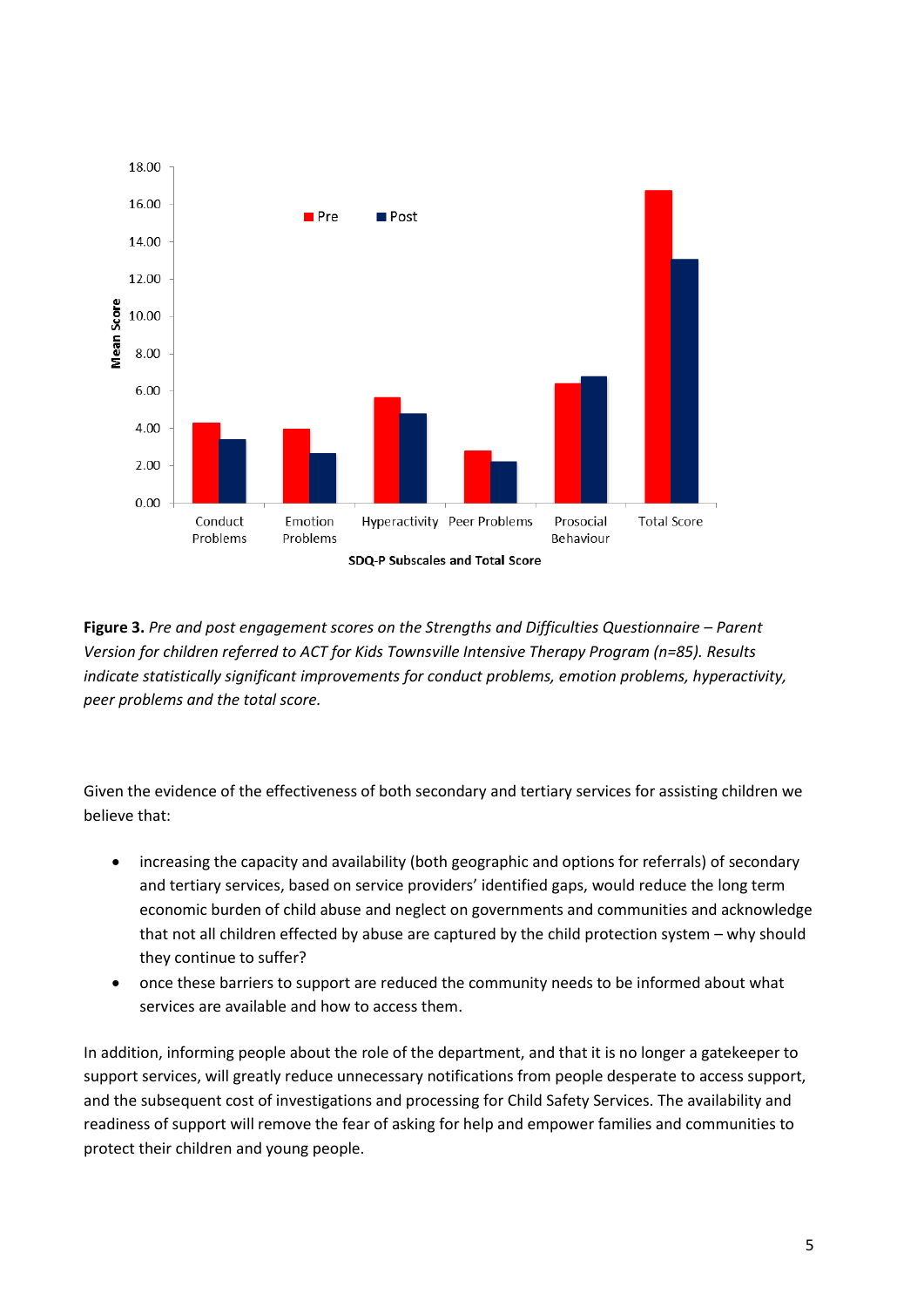**Figure 3.** *Pre and post engagement scores on the Strengths and Difficulties Questionnaire – Parent Version for children referred to ACT for Kids Townsville Intensive Therapy Program (n=85). Results indicate statistically significant improvements for conduct problems, emotion problems, hyperactivity, peer problems and the total score.*

Given the evidence of the effectiveness of both secondary and tertiary services for assisting children we believe that:

- increasing the capacity and availability (both geographic and options for referrals) of secondary and tertiary services, based on service providers' identified gaps, would reduce the long term economic burden of child abuse and neglect on governments and communities and acknowledge that not all children effected by abuse are captured by the child protection system – why should they continue to suffer?
- once these barriers to support are reduced the community needs to be informed about what services are available and how to access them.

In addition, informing people about the role of the department, and that it is no longer a gatekeeper to support services, will greatly reduce unnecessary notifications from people desperate to access support, and the subsequent cost of investigations and processing for Child Safety Services. The availability and readiness of support will remove the fear of asking for help and empower families and communities to protect their children and young people.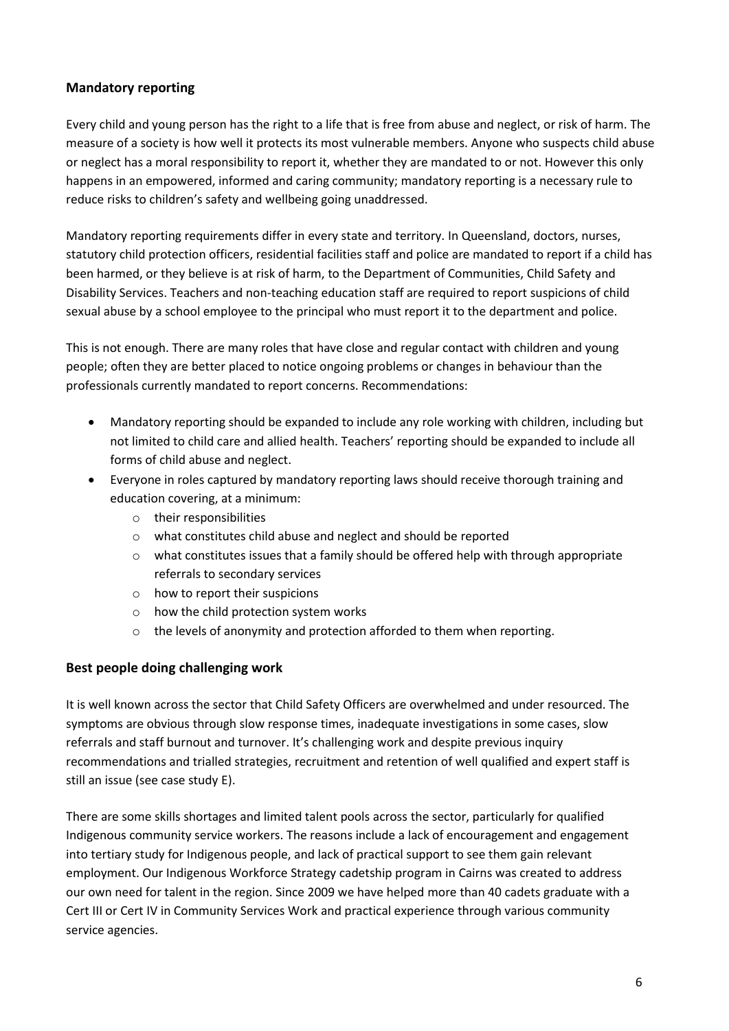## Mandatory reporting

Every child and young person has the right to a life that is free from abuse and neglect, or risk of harm. The measure of a society is how well it protects its most vulnerable members. Anyone who suspects child abuse or neglect has a moral responsibility to report it, whether they are mandated to or not. However this only happens in an empowered, informed and caring community; mandatory reporting is a necessary rule to reduce risks to children's safety and wellbeing going unaddressed.

Mandatory reporting requirements differ in every state and territory. In Queensland, doctors, nurses, statutory child protection officers, residential facilities staff and police are mandated to report if a child has been harmed, or they believe is at risk of harm, to the Department of Communities, Child Safety and Disability Services. Teachers and non-teaching education staff are required to report suspicions of child sexual abuse by a school employee to the principal who must report it to the department and police.

This is not enough. There are many roles that have close and regular contact with children and young people; often they are better placed to notice ongoing problems or changes in behaviour than the professionals currently mandated to report concerns. Recommendations:

- Mandatory reporting should be expanded to include any role working with children, including but not limited to child care and allied health. Teachers' reporting should be expanded to include all forms of child abuse and neglect.
- Everyone in roles captured by mandatory reporting laws should receive thorough training and education covering, at a minimum:
  - their responsibilities
  - what constitutes child abuse and neglect and should be reported
  - what constitutes issues that a family should be offered help with through appropriate referrals to secondary services
  - how to report their suspicions
  - how the child protection system works
  - the levels of anonymity and protection afforded to them when reporting.

## Best people doing challenging work

It is well known across the sector that Child Safety Officers are overwhelmed and under resourced. The symptoms are obvious through slow response times, inadequate investigations in some cases, slow referrals and staff burnout and turnover. It's challenging work and despite previous inquiry recommendations and trialled strategies, recruitment and retention of well qualified and expert staff is still an issue (see case study E).

There are some skills shortages and limited talent pools across the sector, particularly for qualified Indigenous community service workers. The reasons include a lack of encouragement and engagement into tertiary study for Indigenous people, and lack of practical support to see them gain relevant employment. Our Indigenous Workforce Strategy cadetship program in Cairns was created to address our own need for talent in the region. Since 2009 we have helped more than 40 cadets graduate with a Cert III or Cert IV in Community Services Work and practical experience through various community service agencies.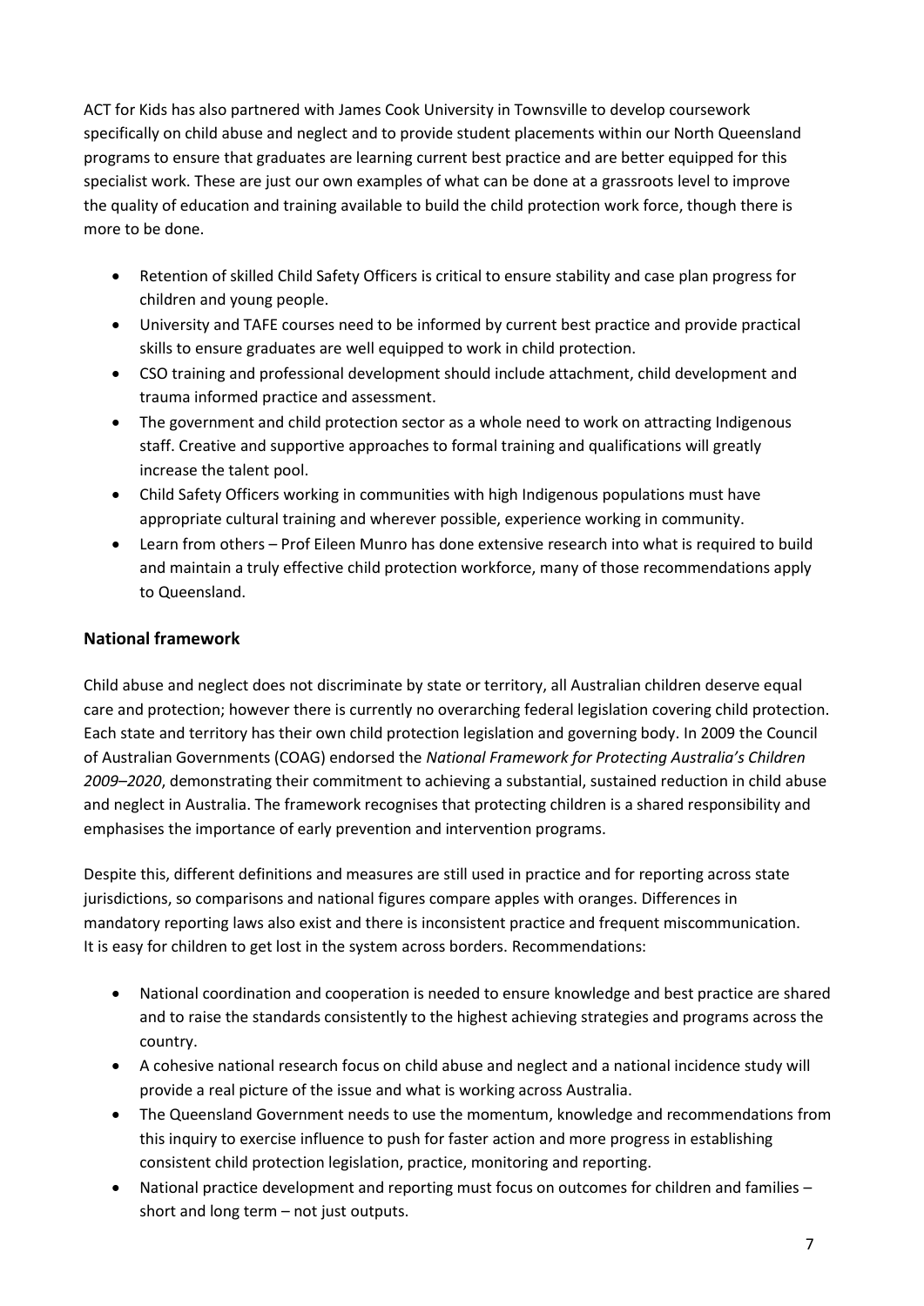ACT for Kids has also partnered with James Cook University in Townsville to develop coursework specifically on child abuse and neglect and to provide student placements within our North Queensland programs to ensure that graduates are learning current best practice and are better equipped for this specialist work. These are just our own examples of what can be done at a grassroots level to improve the quality of education and training available to build the child protection work force, though there is more to be done.

- Retention of skilled Child Safety Officers is critical to ensure stability and case plan progress for children and young people.
- University and TAFE courses need to be informed by current best practice and provide practical skills to ensure graduates are well equipped to work in child protection.
- CSO training and professional development should include attachment, child development and trauma informed practice and assessment.
- The government and child protection sector as a whole need to work on attracting Indigenous staff. Creative and supportive approaches to formal training and qualifications will greatly increase the talent pool.
- Child Safety Officers working in communities with high Indigenous populations must have appropriate cultural training and wherever possible, experience working in community.
- Learn from others – Prof Eileen Munro has done extensive research into what is required to build and maintain a truly effective child protection workforce, many of those recommendations apply to Queensland.

## National framework

Child abuse and neglect does not discriminate by state or territory, all Australian children deserve equal care and protection; however there is currently no overarching federal legislation covering child protection. Each state and territory has their own child protection legislation and governing body. In 2009 the Council of Australian Governments (COAG) endorsed the *National Framework for Protecting Australia's Children 2009–2020*, demonstrating their commitment to achieving a substantial, sustained reduction in child abuse and neglect in Australia. The framework recognises that protecting children is a shared responsibility and emphasises the importance of early prevention and intervention programs.

Despite this, different definitions and measures are still used in practice and for reporting across state jurisdictions, so comparisons and national figures compare apples with oranges. Differences in mandatory reporting laws also exist and there is inconsistent practice and frequent miscommunication. It is easy for children to get lost in the system across borders. Recommendations:

- National coordination and cooperation is needed to ensure knowledge and best practice are shared and to raise the standards consistently to the highest achieving strategies and programs across the country.
- A cohesive national research focus on child abuse and neglect and a national incidence study will provide a real picture of the issue and what is working across Australia.
- The Queensland Government needs to use the momentum, knowledge and recommendations from this inquiry to exercise influence to push for faster action and more progress in establishing consistent child protection legislation, practice, monitoring and reporting.
- National practice development and reporting must focus on outcomes for children and families – short and long term – not just outputs.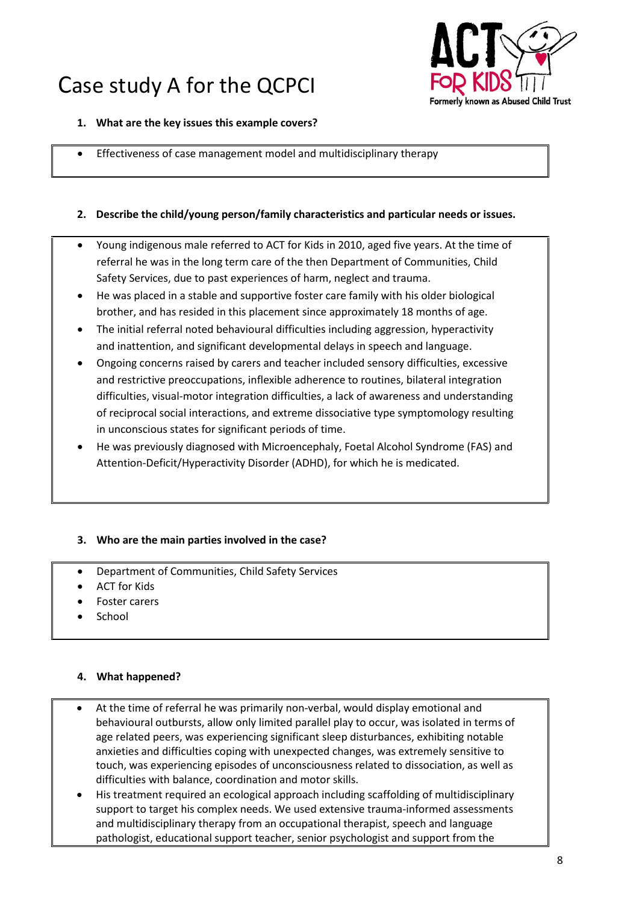# Case study A for the QCPCI

1. **What are the key issues this example covers?**

- Effectiveness of case management model and multidisciplinary therapy

2. **Describe the child/young person/family characteristics and particular needs or issues.**

- Young indigenous male referred to ACT for Kids in 2010, aged five years. At the time of referral he was in the long term care of the then Department of Communities, Child Safety Services, due to past experiences of harm, neglect and trauma.
- He was placed in a stable and supportive foster care family with his older biological brother, and has resided in this placement since approximately 18 months of age.
- The initial referral noted behavioural difficulties including aggression, hyperactivity and inattention, and significant developmental delays in speech and language.
- Ongoing concerns raised by carers and teacher included sensory difficulties, excessive and restrictive preoccupations, inflexible adherence to routines, bilateral integration difficulties, visual-motor integration difficulties, a lack of awareness and understanding of reciprocal social interactions, and extreme dissociative type symptomology resulting in unconscious states for significant periods of time.
- He was previously diagnosed with Microencephaly, Foetal Alcohol Syndrome (FAS) and Attention-Deficit/Hyperactivity Disorder (ADHD), for which he is medicated.

3. **Who are the main parties involved in the case?**

- Department of Communities, Child Safety Services
- ACT for Kids
- Foster carers
- School

4. **What happened?**

- At the time of referral he was primarily non-verbal, would display emotional and behavioural outbursts, allow only limited parallel play to occur, was isolated in terms of age related peers, was experiencing significant sleep disturbances, exhibiting notable anxieties and difficulties coping with unexpected changes, was extremely sensitive to touch, was experiencing episodes of unconsciousness related to dissociation, as well as difficulties with balance, coordination and motor skills.
- His treatment required an ecological approach including scaffolding of multidisciplinary support to target his complex needs. We used extensive trauma-informed assessments and multidisciplinary therapy from an occupational therapist, speech and language pathologist, educational support teacher, senior psychologist and support from the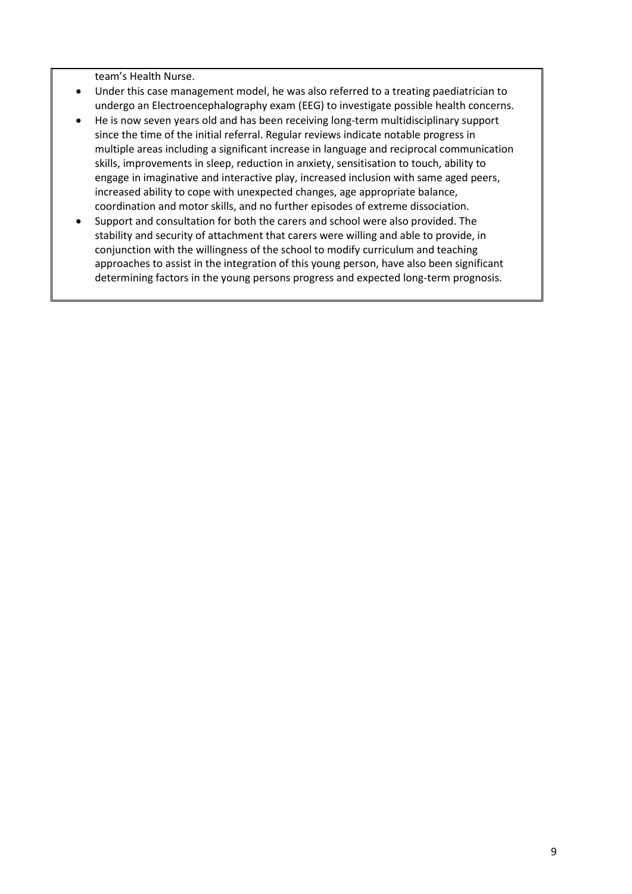team's Health Nurse.

- Under this case management model, he was also referred to a treating paediatrician to undergo an Electroencephalography exam (EEG) to investigate possible health concerns.
- He is now seven years old and has been receiving long-term multidisciplinary support since the time of the initial referral. Regular reviews indicate notable progress in multiple areas including a significant increase in language and reciprocal communication skills, improvements in sleep, reduction in anxiety, sensitisation to touch, ability to engage in imaginative and interactive play, increased inclusion with same aged peers, increased ability to cope with unexpected changes, age appropriate balance, coordination and motor skills, and no further episodes of extreme dissociation.
- Support and consultation for both the carers and school were also provided. The stability and security of attachment that carers were willing and able to provide, in conjunction with the willingness of the school to modify curriculum and teaching approaches to assist in the integration of this young person, have also been significant determining factors in the young persons progress and expected long-term prognosis.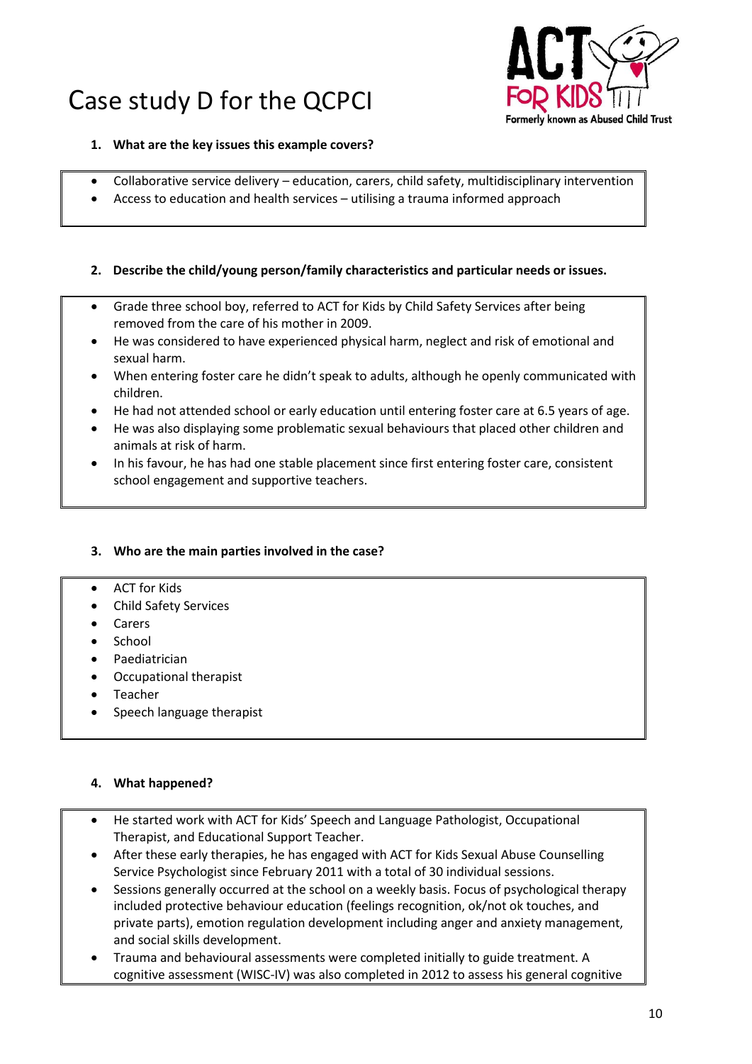# Case study D for the QCPCI

1. **What are the key issues this example covers?**

- Collaborative service delivery – education, carers, child safety, multidisciplinary intervention
- Access to education and health services – utilising a trauma informed approach

2. **Describe the child/young person/family characteristics and particular needs or issues.**

- Grade three school boy, referred to ACT for Kids by Child Safety Services after being removed from the care of his mother in 2009.
- He was considered to have experienced physical harm, neglect and risk of emotional and sexual harm.
- When entering foster care he didn't speak to adults, although he openly communicated with children.
- He had not attended school or early education until entering foster care at 6.5 years of age.
- He was also displaying some problematic sexual behaviours that placed other children and animals at risk of harm.
- In his favour, he has had one stable placement since first entering foster care, consistent school engagement and supportive teachers.

3. **Who are the main parties involved in the case?**

- ACT for Kids
- Child Safety Services
- Carers
- School
- Paediatrician
- Occupational therapist
- Teacher
- Speech language therapist

4. **What happened?**

- He started work with ACT for Kids' Speech and Language Pathologist, Occupational Therapist, and Educational Support Teacher.
- After these early therapies, he has engaged with ACT for Kids Sexual Abuse Counselling Service Psychologist since February 2011 with a total of 30 individual sessions.
- Sessions generally occurred at the school on a weekly basis. Focus of psychological therapy included protective behaviour education (feelings recognition, ok/not ok touches, and private parts), emotion regulation development including anger and anxiety management, and social skills development.
- Trauma and behavioural assessments were completed initially to guide treatment. A cognitive assessment (WISC-IV) was also completed in 2012 to assess his general cognitive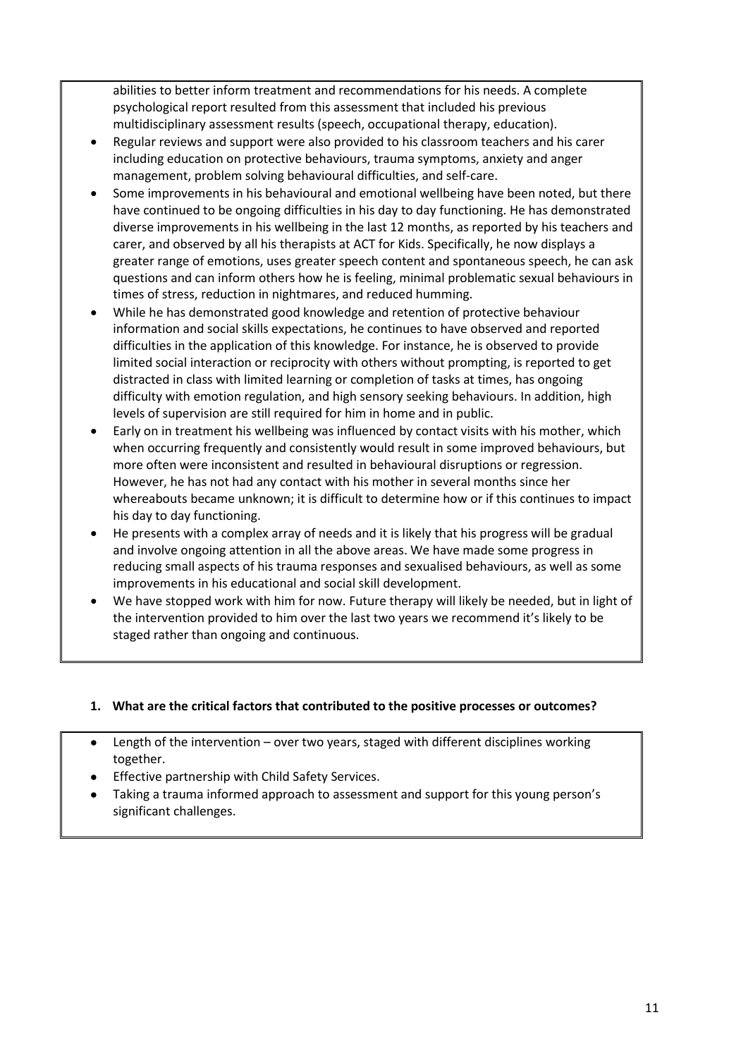abilities to better inform treatment and recommendations for his needs. A complete psychological report resulted from this assessment that included his previous multidisciplinary assessment results (speech, occupational therapy, education).

- Regular reviews and support were also provided to his classroom teachers and his carer including education on protective behaviours, trauma symptoms, anxiety and anger management, problem solving behavioural difficulties, and self-care.
- Some improvements in his behavioural and emotional wellbeing have been noted, but there have continued to be ongoing difficulties in his day to day functioning. He has demonstrated diverse improvements in his wellbeing in the last 12 months, as reported by his teachers and carer, and observed by all his therapists at ACT for Kids. Specifically, he now displays a greater range of emotions, uses greater speech content and spontaneous speech, he can ask questions and can inform others how he is feeling, minimal problematic sexual behaviours in times of stress, reduction in nightmares, and reduced humming.
- While he has demonstrated good knowledge and retention of protective behaviour information and social skills expectations, he continues to have observed and reported difficulties in the application of this knowledge. For instance, he is observed to provide limited social interaction or reciprocity with others without prompting, is reported to get distracted in class with limited learning or completion of tasks at times, has ongoing difficulty with emotion regulation, and high sensory seeking behaviours. In addition, high levels of supervision are still required for him in home and in public.
- Early on in treatment his wellbeing was influenced by contact visits with his mother, which when occurring frequently and consistently would result in some improved behaviours, but more often were inconsistent and resulted in behavioural disruptions or regression. However, he has not had any contact with his mother in several months since her whereabouts became unknown; it is difficult to determine how or if this continues to impact his day to day functioning.
- He presents with a complex array of needs and it is likely that his progress will be gradual and involve ongoing attention in all the above areas. We have made some progress in reducing small aspects of his trauma responses and sexualised behaviours, as well as some improvements in his educational and social skill development.
- We have stopped work with him for now. Future therapy will likely be needed, but in light of the intervention provided to him over the last two years we recommend it's likely to be staged rather than ongoing and continuous.

**1. What are the critical factors that contributed to the positive processes or outcomes?**

- Length of the intervention – over two years, staged with different disciplines working together.
- Effective partnership with Child Safety Services.
- Taking a trauma informed approach to assessment and support for this young person's significant challenges.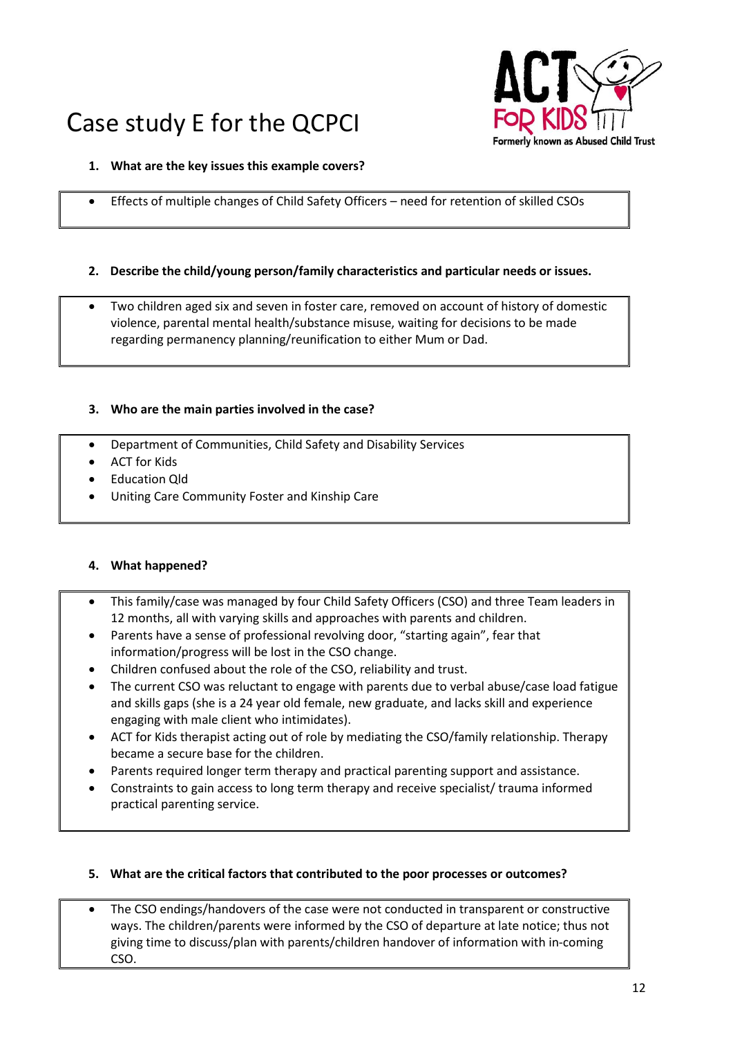# Case study E for the QCPCI

**1. What are the key issues this example covers?**

- Effects of multiple changes of Child Safety Officers – need for retention of skilled CSOs

**2. Describe the child/young person/family characteristics and particular needs or issues.**

- Two children aged six and seven in foster care, removed on account of history of domestic violence, parental mental health/substance misuse, waiting for decisions to be made regarding permanency planning/reunification to either Mum or Dad.

**3. Who are the main parties involved in the case?**

- Department of Communities, Child Safety and Disability Services
- ACT for Kids
- Education Qld
- Uniting Care Community Foster and Kinship Care

**4. What happened?**

- This family/case was managed by four Child Safety Officers (CSO) and three Team leaders in 12 months, all with varying skills and approaches with parents and children.
- Parents have a sense of professional revolving door, "starting again", fear that information/progress will be lost in the CSO change.
- Children confused about the role of the CSO, reliability and trust.
- The current CSO was reluctant to engage with parents due to verbal abuse/case load fatigue and skills gaps (she is a 24 year old female, new graduate, and lacks skill and experience engaging with male client who intimidates).
- ACT for Kids therapist acting out of role by mediating the CSO/family relationship. Therapy became a secure base for the children.
- Parents required longer term therapy and practical parenting support and assistance.
- Constraints to gain access to long term therapy and receive specialist/ trauma informed practical parenting service.

**5. What are the critical factors that contributed to the poor processes or outcomes?**

- The CSO endings/handovers of the case were not conducted in transparent or constructive ways. The children/parents were informed by the CSO of departure at late notice; thus not giving time to discuss/plan with parents/children handover of information with in-coming CSO.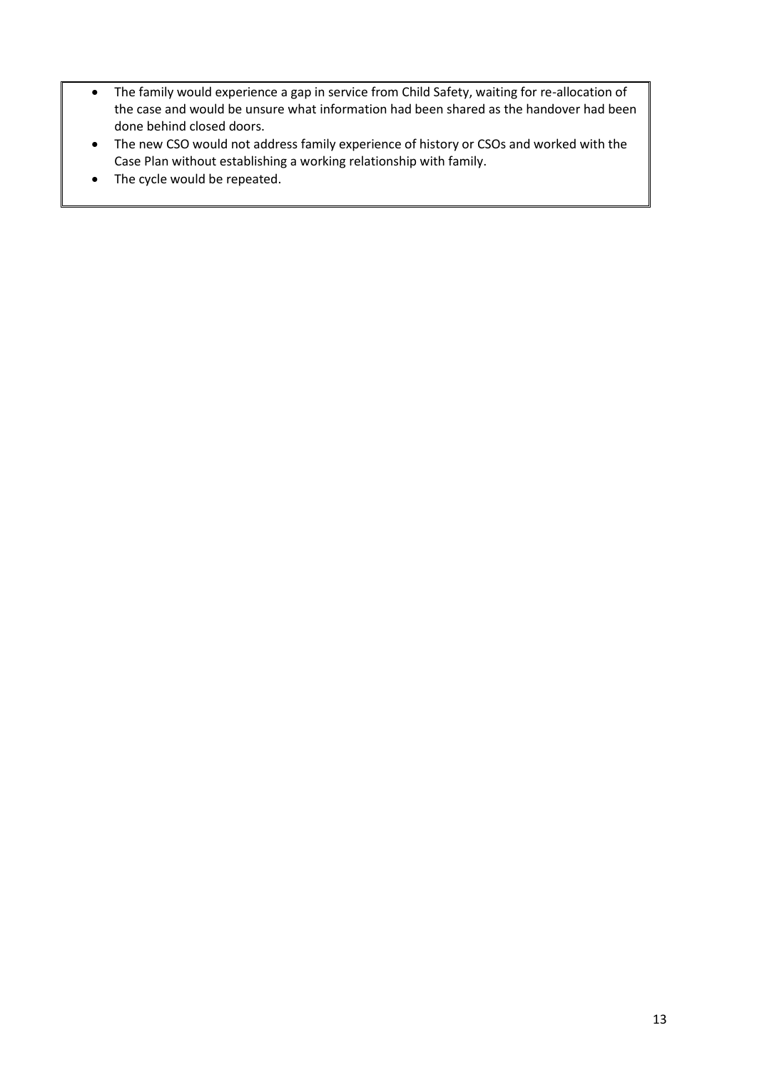- The family would experience a gap in service from Child Safety, waiting for re-allocation of the case and would be unsure what information had been shared as the handover had been done behind closed doors.
- The new CSO would not address family experience of history or CSOs and worked with the Case Plan without establishing a working relationship with family.
- The cycle would be repeated.